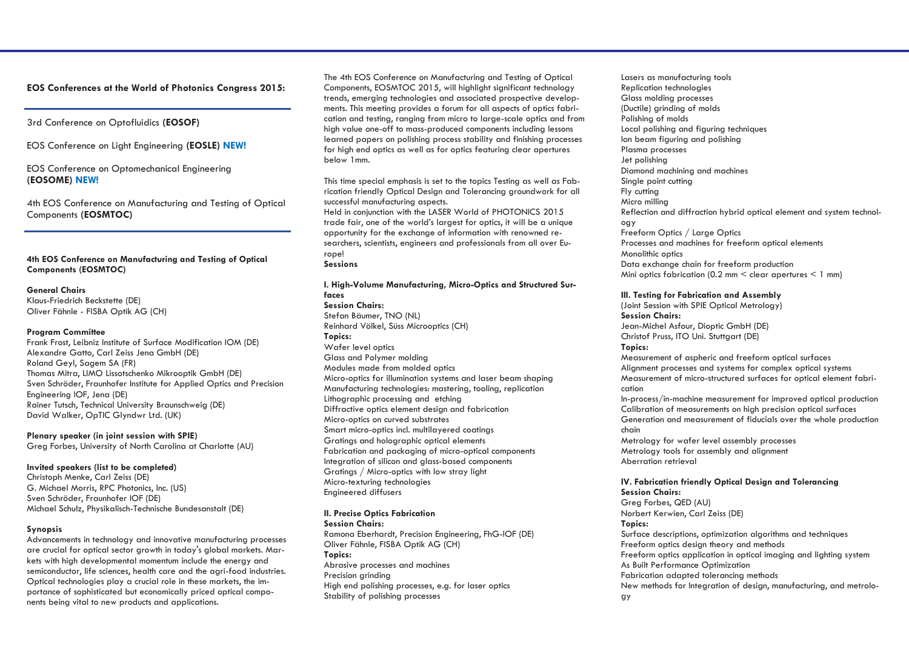**EOS Conferences at the World of Photonics Congress 2015:**

3rd Conference on Optofluidics **(EOSOF)**

EOS Conference on Light Engineering **(EOSLE)** **NEW!**

EOS Conference on Optomechanical Engineering **(EOSOME)** **NEW!**

4th EOS Conference on Manufacturing and Testing of Optical Components **(EOSMTOC)**

## 4th EOS Conference on Manufacturing and Testing of Optical Components (EOSMTOC)

**General Chairs**
Klaus-Friedrich Beckstette (DE)
Oliver Fähnle - FISBA Optik AG (CH)

**Program Committee**
Frank Frost, Leibniz Institute of Surface Modification IOM (DE)
Alexandre Gatto, Carl Zeiss Jena GmbH (DE)
Roland Geyl, Sagem SA (FR)
Thomas Mitra, LIMO Lissotschenko Mikrooptik GmbH (DE)
Sven Schröder, Fraunhofer Institute for Applied Optics and Precision Engineering IOF, Jena (DE)
Rainer Tutsch, Technical University Braunschweig (DE)
David Walker, OpTIC Glyndwr Ltd. (UK)

**Plenary speaker (in joint session with SPIE)**
Greg Forbes, University of North Carolina at Charlotte (AU)

**Invited speakers (list to be completed)**
Christoph Menke, Carl Zeiss (DE)
G. Michael Morris, RPC Photonics, Inc. (US)
Sven Schröder, Fraunhofer IOF (DE)
Michael Schulz, Physikalisch-Technische Bundesanstalt (DE)

**Synopsis**
Advancements in technology and innovative manufacturing processes are crucial for optical sector growth in today's global markets. Markets with high developmental momentum include the energy and semiconductor, life sciences, health care and the agri-food industries. Optical technologies play a crucial role in these markets, the importance of sophisticated but economically priced optical components being vital to new products and applications.

The 4th EOS Conference on Manufacturing and Testing of Optical Components, EOSMTOC 2015, will highlight significant technology trends, emerging technologies and associated prospective developments. This meeting provides a forum for all aspects of optics fabrication and testing, ranging from micro to large-scale optics and from high value one-off to mass-produced components including lessons learned papers on polishing process stability and finishing processes for high end optics as well as for optics featuring clear apertures below 1mm.

This time special emphasis is set to the topics Testing as well as Fabrication friendly Optical Design and Tolerancing groundwork for all successful manufacturing aspects.
Held in conjunction with the LASER World of PHOTONICS 2015 trade fair, one of the world's largest for optics, it will be a unique opportunity for the exchange of information with renowned researchers, scientists, engineers and professionals from all over Europe!

**Sessions**

**I. High-Volume Manufacturing, Micro-Optics and Structured Surfaces**
**Session Chairs:**
Stefan Bäumer, TNO (NL)
Reinhard Völkel, Süss Microoptics (CH)
**Topics:**
Wafer level optics
Glass and Polymer molding
Modules made from molded optics
Micro-optics for illumination systems and laser beam shaping
Manufacturing technologies: mastering, tooling, replication
Lithographic processing and etching
Diffractive optics element design and fabrication
Micro-optics on curved substrates
Smart micro-optics incl. multilayered coatings
Gratings and holographic optical elements
Fabrication and packaging of micro-optical components
Integration of silicon and glass-based components
Gratings / Micro-optics with low stray light
Micro-texturing technologies
Engineered diffusers

**II. Precise Optics Fabrication**
**Session Chairs:**
Ramona Eberhardt, Precision Engineering, FhG-IOF (DE)
Oliver Fähnle, FISBA Optik AG (CH)
**Topics:**
Abrasive processes and machines
Precision grinding
High end polishing processes, e.g. for laser optics
Stability of polishing processes
Lasers as manufacturing tools
Replication technologies
Glass molding processes
(Ductile) grinding of molds
Polishing of molds
Local polishing and figuring techniques
Ion beam figuring and polishing
Plasma processes
Jet polishing
Diamond machining and machines
Single point cutting
Fly cutting
Micro milling
Reflection and diffraction hybrid optical element and system technology
Freeform Optics / Large Optics
Processes and machines for freeform optical elements
Monolithic optics
Data exchange chain for freeform production
Mini optics fabrication (0.2 mm < clear apertures < 1 mm)

**III. Testing for Fabrication and Assembly**
(Joint Session with SPIE Optical Metrology)
**Session Chairs:**
Jean-Michel Asfour, Dioptic GmbH (DE)
Christof Pruss, ITO Uni. Stuttgart (DE)
**Topics:**
Measurement of aspheric and freeform optical surfaces
Alignment processes and systems for complex optical systems
Measurement of micro-structured surfaces for optical element fabrication
In-process/in-machine measurement for improved optical production
Calibration of measurements on high precision optical surfaces
Generation and measurement of fiducials over the whole production chain
Metrology for wafer level assembly processes
Metrology tools for assembly and alignment
Aberration retrieval

**IV. Fabrication friendly Optical Design and Tolerancing**
**Session Chairs:**
Greg Forbes, QED (AU)
Norbert Kerwien, Carl Zeiss (DE)
**Topics:**
Surface descriptions, optimization algorithms and techniques
Freeform optics design theory and methods
Freeform optics application in optical imaging and lighting system
As Built Performance Optimization
Fabrication adapted tolerancing methods
New methods for Integration of design, manufacturing, and metrology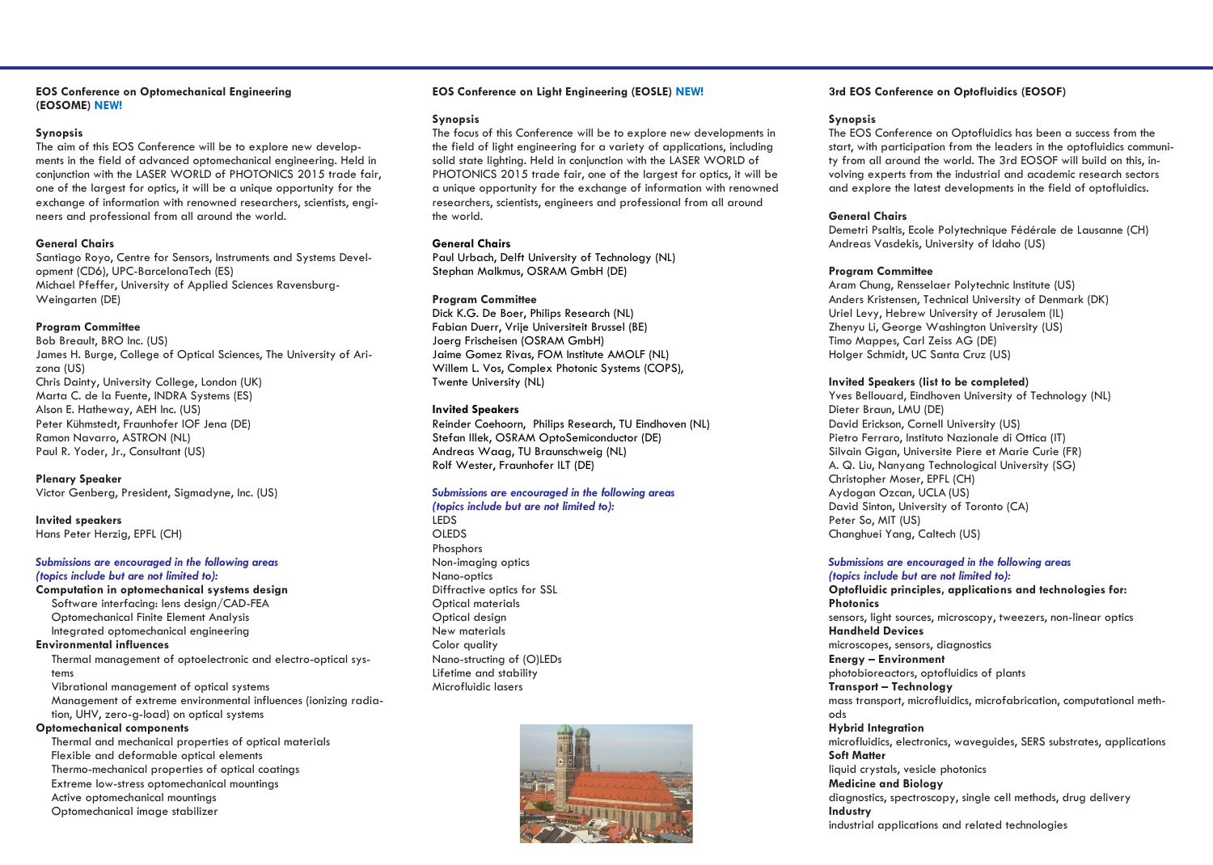## EOS Conference on Optomechanical Engineering (EOSOME) NEW!

### Synopsis

The aim of this EOS Conference will be to explore new developments in the field of advanced optomechanical engineering. Held in conjunction with the LASER WORLD of PHOTONICS 2015 trade fair, one of the largest for optics, it will be a unique opportunity for the exchange of information with renowned researchers, scientists, engineers and professional from all around the world.

### General Chairs

Santiago Royo, Centre for Sensors, Instruments and Systems Development (CD6), UPC-BarcelonaTech (ES)
Michael Pfeffer, University of Applied Sciences Ravensburg-Weingarten (DE)

### Program Committee

Bob Breault, BRO Inc. (US)
James H. Burge, College of Optical Sciences, The University of Arizona (US)
Chris Dainty, University College, London (UK)
Marta C. de la Fuente, INDRA Systems (ES)
Alson E. Hatheway, AEH Inc. (US)
Peter Kühmstedt, Fraunhofer IOF Jena (DE)
Ramon Navarro, ASTRON (NL)
Paul R. Yoder, Jr., Consultant (US)

### Plenary Speaker

Victor Genberg, President, Sigmadyne, Inc. (US)

### Invited speakers

Hans Peter Herzig, EPFL (CH)

*Submissions are encouraged in the following areas (topics include but are not limited to):*

**Computation in optomechanical systems design**
- Software interfacing: lens design/CAD-FEA
- Optomechanical Finite Element Analysis
- Integrated optomechanical engineering

**Environmental influences**
- Thermal management of optoelectronic and electro-optical systems
- Vibrational management of optical systems
- Management of extreme environmental influences (ionizing radiation, UHV, zero-g-load) on optical systems

**Optomechanical components**
- Thermal and mechanical properties of optical materials
- Flexible and deformable optical elements
- Thermo-mechanical properties of optical coatings
- Extreme low-stress optomechanical mountings
- Active optomechanical mountings
- Optomechanical image stabilizer

## EOS Conference on Light Engineering (EOSLE) NEW!

### Synopsis

The focus of this Conference will be to explore new developments in the field of light engineering for a variety of applications, including solid state lighting. Held in conjunction with the LASER WORLD of PHOTONICS 2015 trade fair, one of the largest for optics, it will be a unique opportunity for the exchange of information with renowned researchers, scientists, engineers and professional from all around the world.

### General Chairs

Paul Urbach, Delft University of Technology (NL)
Stephan Malkmus, OSRAM GmbH (DE)

### Program Committee

Dick K.G. De Boer, Philips Research (NL)
Fabian Duerr, Vrije Universiteit Brussel (BE)
Joerg Frischeisen (OSRAM GmbH)
Jaime Gomez Rivas, FOM Institute AMOLF (NL)
Willem L. Vos, Complex Photonic Systems (COPS), Twente University (NL)

### Invited Speakers

Reinder Coehoorn, Philips Research, TU Eindhoven (NL)
Stefan Illek, OSRAM OptoSemiconductor (DE)
Andreas Waag, TU Braunschweig (NL)
Rolf Wester, Fraunhofer ILT (DE)

*Submissions are encouraged in the following areas (topics include but are not limited to):*

- LEDS
- OLEDS
- Phosphors
- Non-imaging optics
- Nano-optics
- Diffractive optics for SSL
- Optical materials
- Optical design
- New materials
- Color quality
- Nano-structing of (O)LEDs
- Lifetime and stability
- Microfluidic lasers

## 3rd EOS Conference on Optofluidics (EOSOF)

### Synopsis

The EOS Conference on Optofluidics has been a success from the start, with participation from the leaders in the optofluidics community from all around the world. The 3rd EOSOF will build on this, involving experts from the industrial and academic research sectors and explore the latest developments in the field of optofluidics.

### General Chairs

Demetri Psaltis, Ecole Polytechnique Fédérale de Lausanne (CH)
Andreas Vasdekis, University of Idaho (US)

### Program Committee

Aram Chung, Rensselaer Polytechnic Institute (US)
Anders Kristensen, Technical University of Denmark (DK)
Uriel Levy, Hebrew University of Jerusalem (IL)
Zhenyu Li, George Washington University (US)
Timo Mappes, Carl Zeiss AG (DE)
Holger Schmidt, UC Santa Cruz (US)

### Invited Speakers (list to be completed)

Yves Bellouard, Eindhoven University of Technology (NL)
Dieter Braun, LMU (DE)
David Erickson, Cornell University (US)
Pietro Ferraro, Instituto Nazionale di Ottica (IT)
Silvain Gigan, Universite Piere et Marie Curie (FR)
A. Q. Liu, Nanyang Technological University (SG)
Christopher Moser, EPFL (CH)
Aydogan Ozcan, UCLA (US)
David Sinton, University of Toronto (CA)
Peter So, MIT (US)
Changhuei Yang, Caltech (US)

*Submissions are encouraged in the following areas (topics include but are not limited to):*

**Optofluidic principles, applications and technologies for:**

**Photonics**
sensors, light sources, microscopy, tweezers, non-linear optics

**Handheld Devices**
microscopes, sensors, diagnostics

**Energy – Environment**
photobioreactors, optofluidics of plants

**Transport – Technology**
mass transport, microfluidics, microfabrication, computational methods

**Hybrid Integration**
microfluidics, electronics, waveguides, SERS substrates, applications

**Soft Matter**
liquid crystals, vesicle photonics

**Medicine and Biology**
diagnostics, spectroscopy, single cell methods, drug delivery

**Industry**
industrial applications and related technologies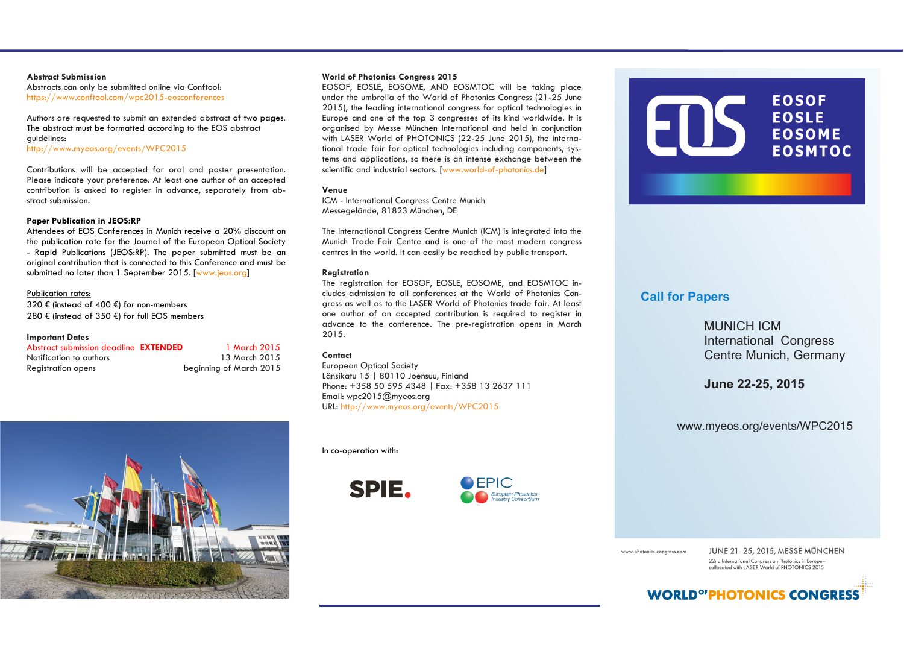### Abstract Submission

Abstracts can only be submitted online via Conftool:
https://www.conftool.com/wpc2015-eosconferences

Authors are requested to submit an extended abstract of two pages. The abstract must be formatted according to the EOS abstract guidelines:
http://www.myeos.org/events/WPC2015

Contributions will be accepted for oral and poster presentation. Please indicate your preference. At least one author of an accepted contribution is asked to register in advance, separately from abstract submission.

### Paper Publication in JEOS:RP

Attendees of EOS Conferences in Munich receive a 20% discount on the publication rate for the Journal of the European Optical Society - Rapid Publications (JEOS:RP). The paper submitted must be an original contribution that is connected to this Conference and must be submitted no later than 1 September 2015. [www.jeos.org]

Publication rates:

320 € (instead of 400 €) for non-members
280 € (instead of 350 €) for full EOS members

### Important Dates

| | |
|---|---|
| Abstract submission deadline **EXTENDED** | 1 March 2015 |
| Notification to authors | 13 March 2015 |
| Registration opens | beginning of March 2015 |

### World of Photonics Congress 2015

EOSOF, EOSLE, EOSOME, AND EOSMTOC will be taking place under the umbrella of the World of Photonics Congress (21-25 June 2015), the leading international congress for optical technologies in Europe and one of the top 3 congresses of its kind worldwide. It is organised by Messe München International and held in conjunction with LASER World of PHOTONICS (22-25 June 2015), the international trade fair for optical technologies including components, systems and applications, so there is an intense exchange between the scientific and industrial sectors. [www.world-of-photonics.de]

### Venue

ICM - International Congress Centre Munich
Messegelände, 81823 München, DE

The International Congress Centre Munich (ICM) is integrated into the Munich Trade Fair Centre and is one of the most modern congress centres in the world. It can easily be reached by public transport.

### Registration

The registration for EOSOF, EOSLE, EOSOME, and EOSMTOC includes admission to all conferences at the World of Photonics Congress as well as to the LASER World of Photonics trade fair. At least one author of an accepted contribution is required to register in advance to the conference. The pre-registration opens in March 2015.

### Contact

European Optical Society
Länsikatu 15 | 80110 Joensuu, Finland
Phone: +358 50 595 4348 | Fax: +358 13 2637 111
Email: wpc2015@myeos.org
URL: http://www.myeos.org/events/WPC2015

In co-operation with:

SPIE.

EPIC European Photonics Industry Consortium

EOS

EOSOF
EOSLE
EOSOME
EOSMTOC

## Call for Papers

MUNICH ICM
International Congress Centre Munich, Germany

**June 22-25, 2015**

www.myeos.org/events/WPC2015

www.photonics-congress.com

JUNE 21–25, 2015, MESSE MÜNCHEN
22nd International Congress on Photonics in Europe – collocated with LASER World of PHOTONICS 2015

WORLD OF PHOTONICS CONGRESS